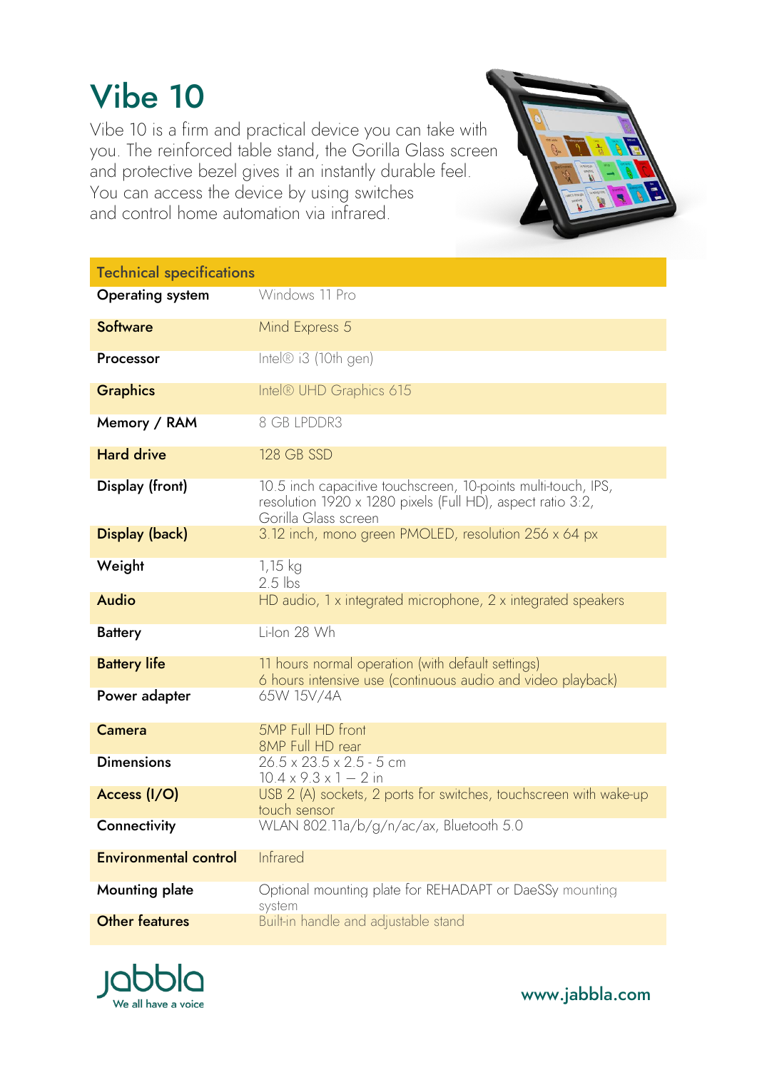# Vibe 10

Vibe 10 is a firm and practical device you can take with you. The reinforced table stand, the Gorilla Glass screen and protective bezel gives it an instantly durable feel. You can access the device by using switches and control home automation via infrared.

| Technical specifications | |
|---|---|
| **Operating system** | Windows 11 Pro |
| **Software** | Mind Express 5 |
| **Processor** | Intel® i3 (10th gen) |
| **Graphics** | Intel® UHD Graphics 615 |
| **Memory / RAM** | 8 GB LPDDR3 |
| **Hard drive** | 128 GB SSD |
| **Display (front)** | 10.5 inch capacitive touchscreen, 10-points multi-touch, IPS, resolution 1920 x 1280 pixels (Full HD), aspect ratio 3:2, Gorilla Glass screen |
| **Display (back)** | 3.12 inch, mono green PMOLED, resolution 256 x 64 px |
| **Weight** | 1,15 kg<br>2.5 lbs |
| **Audio** | HD audio, 1 x integrated microphone, 2 x integrated speakers |
| **Battery** | Li-Ion 28 Wh |
| **Battery life** | 11 hours normal operation (with default settings)<br>6 hours intensive use (continuous audio and video playback) |
| **Power adapter** | 65W 15V/4A |
| **Camera** | 5MP Full HD front<br>8MP Full HD rear |
| **Dimensions** | 26.5 x 23.5 x 2.5 - 5 cm<br>10.4 x 9.3 x 1 – 2 in |
| **Access (I/O)** | USB 2 (A) sockets, 2 ports for switches, touchscreen with wake-up touch sensor |
| **Connectivity** | WLAN 802.11a/b/g/n/ac/ax, Bluetooth 5.0 |
| **Environmental control** | Infrared |
| **Mounting plate** | Optional mounting plate for REHADAPT or DaeSSy mounting system |
| **Other features** | Built-in handle and adjustable stand |

jabbla
We all have a voice

www.jabbla.com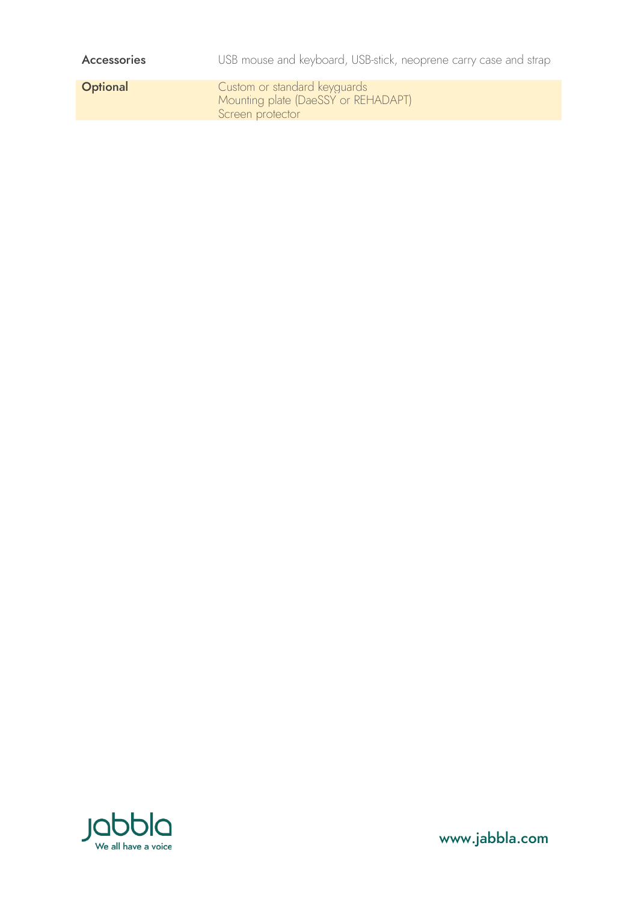| | |
|---|---|
| **Accessories** | USB mouse and keyboard, USB-stick, neoprene carry case and strap |
| **Optional** | Custom or standard keyguards<br>Mounting plate (DaeSSY or REHADAPT)<br>Screen protector |

jabbla
We all have a voice

www.jabbla.com